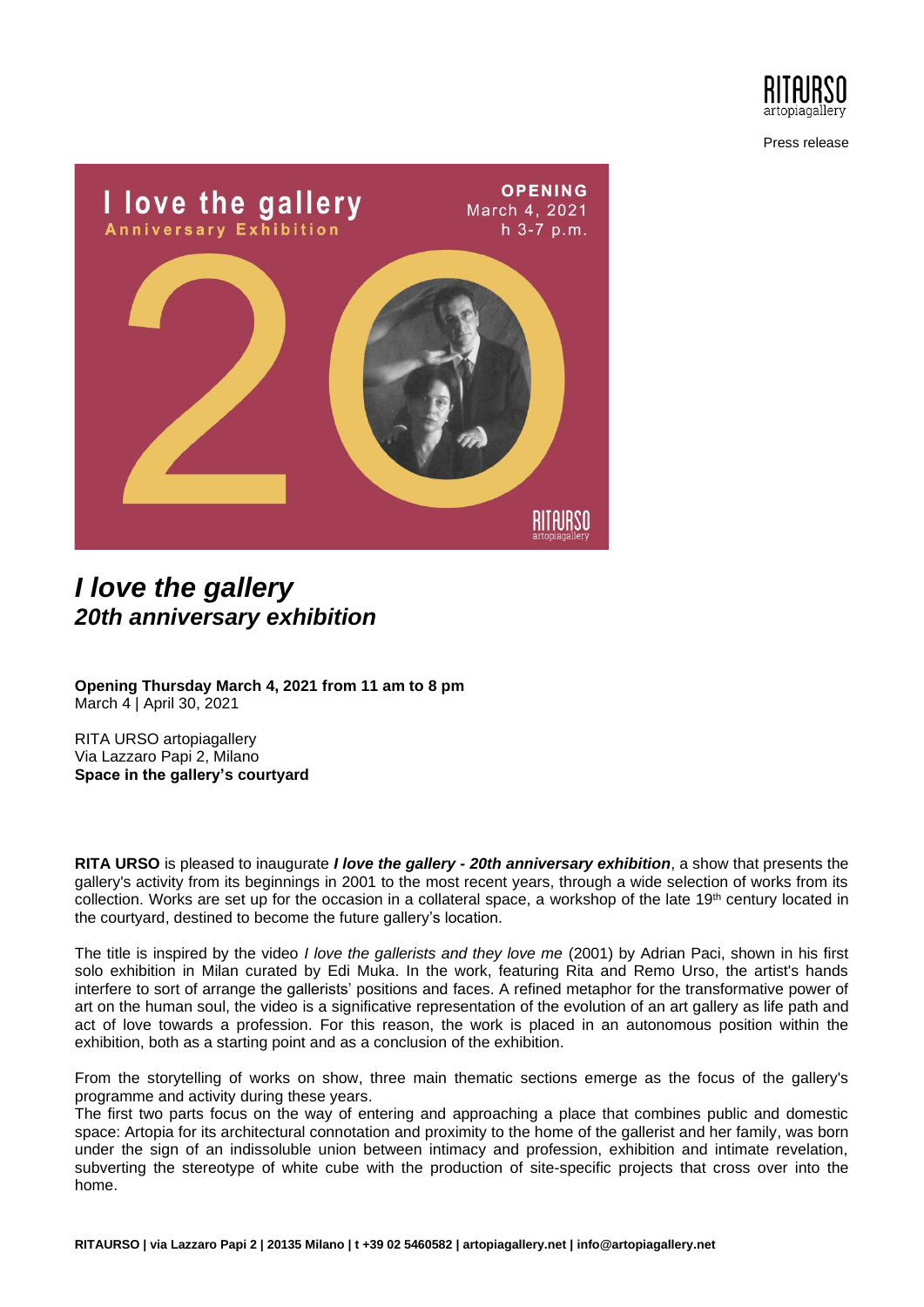Press release

# *I love the gallery*
## *20th anniversary exhibition*

**Opening Thursday March 4, 2021 from 11 am to 8 pm**
March 4 | April 30, 2021

RITA URSO artopiagallery
Via Lazzaro Papi 2, Milano
**Space in the gallery's courtyard**

**RITA URSO** is pleased to inaugurate ***I love the gallery - 20th anniversary exhibition***, a show that presents the gallery's activity from its beginnings in 2001 to the most recent years, through a wide selection of works from its collection. Works are set up for the occasion in a collateral space, a workshop of the late 19th century located in the courtyard, destined to become the future gallery's location.

The title is inspired by the video *I love the gallerists and they love me* (2001) by Adrian Paci, shown in his first solo exhibition in Milan curated by Edi Muka. In the work, featuring Rita and Remo Urso, the artist's hands interfere to sort of arrange the gallerists' positions and faces. A refined metaphor for the transformative power of art on the human soul, the video is a significative representation of the evolution of an art gallery as life path and act of love towards a profession. For this reason, the work is placed in an autonomous position within the exhibition, both as a starting point and as a conclusion of the exhibition.

From the storytelling of works on show, three main thematic sections emerge as the focus of the gallery's programme and activity during these years.
The first two parts focus on the way of entering and approaching a place that combines public and domestic space: Artopia for its architectural connotation and proximity to the home of the gallerist and her family, was born under the sign of an indissoluble union between intimacy and profession, exhibition and intimate revelation, subverting the stereotype of white cube with the production of site-specific projects that cross over into the home.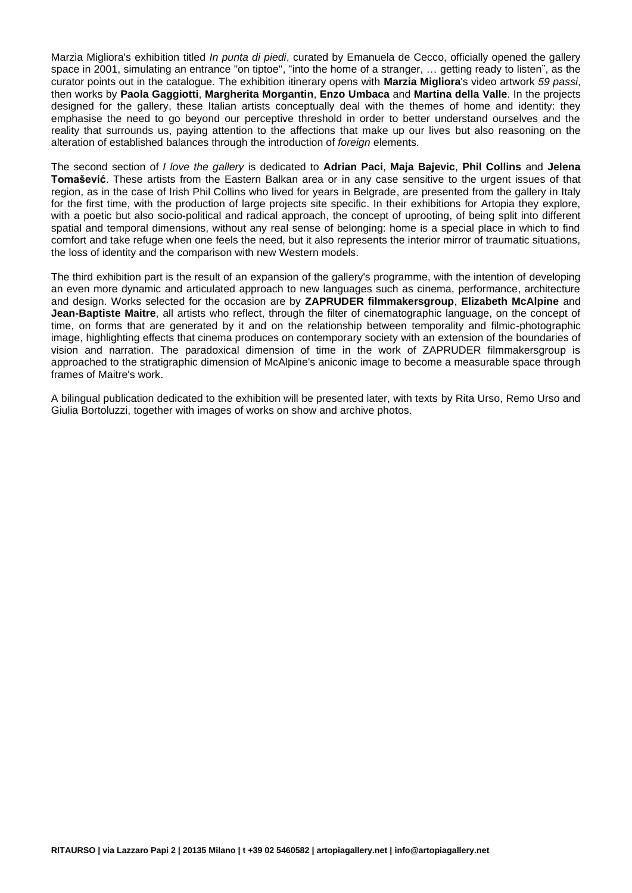Marzia Migliora's exhibition titled *In punta di piedi*, curated by Emanuela de Cecco, officially opened the gallery space in 2001, simulating an entrance "on tiptoe", "into the home of a stranger, … getting ready to listen", as the curator points out in the catalogue. The exhibition itinerary opens with **Marzia Migliora**'s video artwork *59 passi*, then works by **Paola Gaggiotti**, **Margherita Morgantin**, **Enzo Umbaca** and **Martina della Valle**. In the projects designed for the gallery, these Italian artists conceptually deal with the themes of home and identity: they emphasise the need to go beyond our perceptive threshold in order to better understand ourselves and the reality that surrounds us, paying attention to the affections that make up our lives but also reasoning on the alteration of established balances through the introduction of *foreign* elements.

The second section of *I love the gallery* is dedicated to **Adrian Paci**, **Maja Bajevic**, **Phil Collins** and **Jelena Tomašević**. These artists from the Eastern Balkan area or in any case sensitive to the urgent issues of that region, as in the case of Irish Phil Collins who lived for years in Belgrade, are presented from the gallery in Italy for the first time, with the production of large projects site specific. In their exhibitions for Artopia they explore, with a poetic but also socio-political and radical approach, the concept of uprooting, of being split into different spatial and temporal dimensions, without any real sense of belonging: home is a special place in which to find comfort and take refuge when one feels the need, but it also represents the interior mirror of traumatic situations, the loss of identity and the comparison with new Western models.

The third exhibition part is the result of an expansion of the gallery's programme, with the intention of developing an even more dynamic and articulated approach to new languages such as cinema, performance, architecture and design. Works selected for the occasion are by **ZAPRUDER filmmakersgroup**, **Elizabeth McAlpine** and **Jean-Baptiste Maitre**, all artists who reflect, through the filter of cinematographic language, on the concept of time, on forms that are generated by it and on the relationship between temporality and filmic-photographic image, highlighting effects that cinema produces on contemporary society with an extension of the boundaries of vision and narration. The paradoxical dimension of time in the work of ZAPRUDER filmmakersgroup is approached to the stratigraphic dimension of McAlpine's aniconic image to become a measurable space through frames of Maitre's work.

A bilingual publication dedicated to the exhibition will be presented later, with texts by Rita Urso, Remo Urso and Giulia Bortoluzzi, together with images of works on show and archive photos.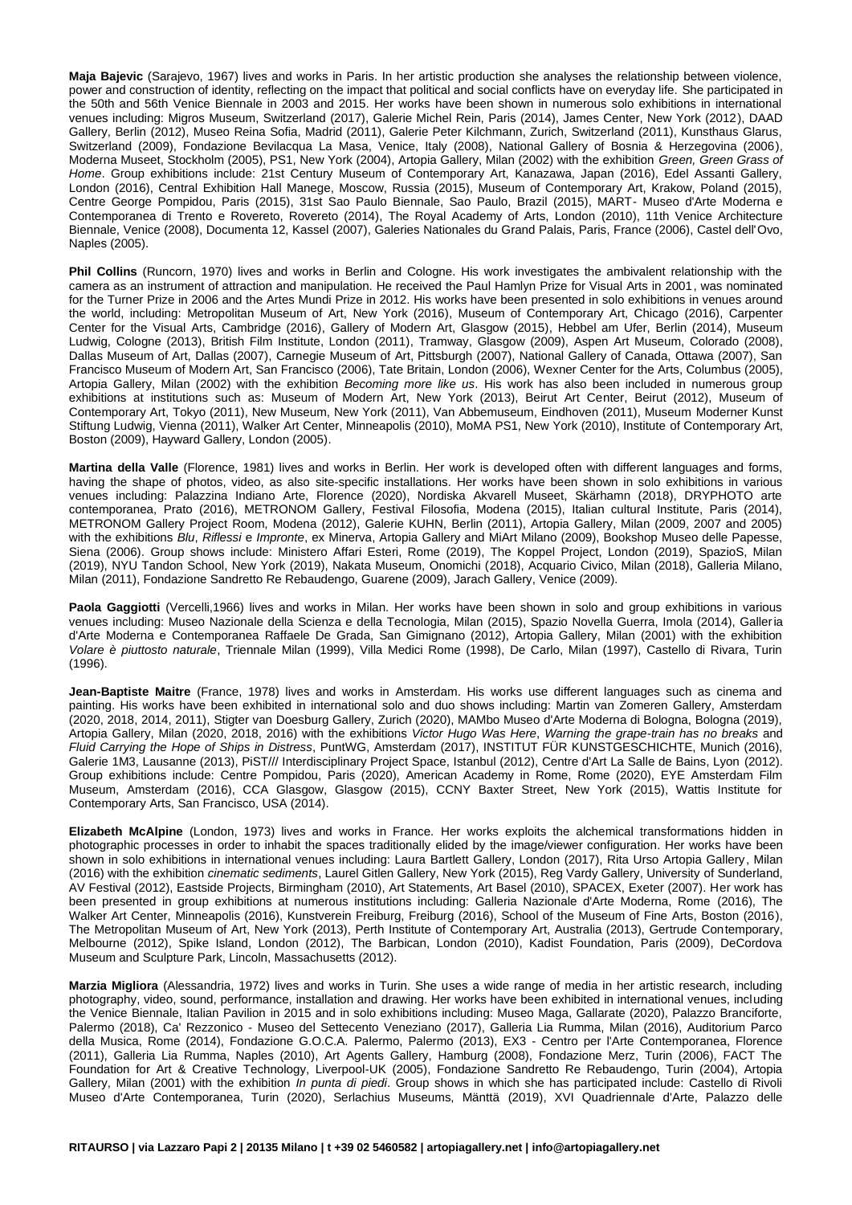**Maja Bajevic** (Sarajevo, 1967) lives and works in Paris. In her artistic production she analyses the relationship between violence, power and construction of identity, reflecting on the impact that political and social conflicts have on everyday life. She participated in the 50th and 56th Venice Biennale in 2003 and 2015. Her works have been shown in numerous solo exhibitions in international venues including: Migros Museum, Switzerland (2017), Galerie Michel Rein, Paris (2014), James Center, New York (2012), DAAD Gallery, Berlin (2012), Museo Reina Sofia, Madrid (2011), Galerie Peter Kilchmann, Zurich, Switzerland (2011), Kunsthaus Glarus, Switzerland (2009), Fondazione Bevilacqua La Masa, Venice, Italy (2008), National Gallery of Bosnia & Herzegovina (2006), Moderna Museet, Stockholm (2005), PS1, New York (2004), Artopia Gallery, Milan (2002) with the exhibition *Green, Green Grass of Home*. Group exhibitions include: 21st Century Museum of Contemporary Art, Kanazawa, Japan (2016), Edel Assanti Gallery, London (2016), Central Exhibition Hall Manege, Moscow, Russia (2015), Museum of Contemporary Art, Krakow, Poland (2015), Centre George Pompidou, Paris (2015), 31st Sao Paulo Biennale, Sao Paulo, Brazil (2015), MART- Museo d'Arte Moderna e Contemporanea di Trento e Rovereto, Rovereto (2014), The Royal Academy of Arts, London (2010), 11th Venice Architecture Biennale, Venice (2008), Documenta 12, Kassel (2007), Galeries Nationales du Grand Palais, Paris, France (2006), Castel dell'Ovo, Naples (2005).

**Phil Collins** (Runcorn, 1970) lives and works in Berlin and Cologne. His work investigates the ambivalent relationship with the camera as an instrument of attraction and manipulation. He received the Paul Hamlyn Prize for Visual Arts in 2001, was nominated for the Turner Prize in 2006 and the Artes Mundi Prize in 2012. His works have been presented in solo exhibitions in venues around the world, including: Metropolitan Museum of Art, New York (2016), Museum of Contemporary Art, Chicago (2016), Carpenter Center for the Visual Arts, Cambridge (2016), Gallery of Modern Art, Glasgow (2015), Hebbel am Ufer, Berlin (2014), Museum Ludwig, Cologne (2013), British Film Institute, London (2011), Tramway, Glasgow (2009), Aspen Art Museum, Colorado (2008), Dallas Museum of Art, Dallas (2007), Carnegie Museum of Art, Pittsburgh (2007), National Gallery of Canada, Ottawa (2007), San Francisco Museum of Modern Art, San Francisco (2006), Tate Britain, London (2006), Wexner Center for the Arts, Columbus (2005), Artopia Gallery, Milan (2002) with the exhibition *Becoming more like us*. His work has also been included in numerous group exhibitions at institutions such as: Museum of Modern Art, New York (2013), Beirut Art Center, Beirut (2012), Museum of Contemporary Art, Tokyo (2011), New Museum, New York (2011), Van Abbemuseum, Eindhoven (2011), Museum Moderner Kunst Stiftung Ludwig, Vienna (2011), Walker Art Center, Minneapolis (2010), MoMA PS1, New York (2010), Institute of Contemporary Art, Boston (2009), Hayward Gallery, London (2005).

**Martina della Valle** (Florence, 1981) lives and works in Berlin. Her work is developed often with different languages and forms, having the shape of photos, video, as also site-specific installations. Her works have been shown in solo exhibitions in various venues including: Palazzina Indiano Arte, Florence (2020), Nordiska Akvarell Museet, Skärhamn (2018), DRYPHOTO arte contemporanea, Prato (2016), METRONOM Gallery, Festival Filosofia, Modena (2015), Italian cultural Institute, Paris (2014), METRONOM Gallery Project Room, Modena (2012), Galerie KUHN, Berlin (2011), Artopia Gallery, Milan (2009, 2007 and 2005) with the exhibitions *Blu*, *Riflessi* e *Impronte*, ex Minerva, Artopia Gallery and MiArt Milano (2009), Bookshop Museo delle Papesse, Siena (2006). Group shows include: Ministero Affari Esteri, Rome (2019), The Koppel Project, London (2019), SpazioS, Milan (2019), NYU Tandon School, New York (2019), Nakata Museum, Onomichi (2018), Acquario Civico, Milan (2018), Galleria Milano, Milan (2011), Fondazione Sandretto Re Rebaudengo, Guarene (2009), Jarach Gallery, Venice (2009).

**Paola Gaggiotti** (Vercelli,1966) lives and works in Milan. Her works have been shown in solo and group exhibitions in various venues including: Museo Nazionale della Scienza e della Tecnologia, Milan (2015), Spazio Novella Guerra, Imola (2014), Galleria d'Arte Moderna e Contemporanea Raffaele De Grada, San Gimignano (2012), Artopia Gallery, Milan (2001) with the exhibition *Volare è piuttosto naturale*, Triennale Milan (1999), Villa Medici Rome (1998), De Carlo, Milan (1997), Castello di Rivara, Turin (1996).

**Jean-Baptiste Maitre** (France, 1978) lives and works in Amsterdam. His works use different languages such as cinema and painting. His works have been exhibited in international solo and duo shows including: Martin van Zomeren Gallery, Amsterdam (2020, 2018, 2014, 2011), Stigter van Doesburg Gallery, Zurich (2020), MAMbo Museo d'Arte Moderna di Bologna, Bologna (2019), Artopia Gallery, Milan (2020, 2018, 2016) with the exhibitions *Victor Hugo Was Here*, *Warning the grape-train has no breaks* and *Fluid Carrying the Hope of Ships in Distress*, PuntWG, Amsterdam (2017), INSTITUT FÜR KUNSTGESCHICHTE, Munich (2016), Galerie 1M3, Lausanne (2013), PiST/// Interdisciplinary Project Space, Istanbul (2012), Centre d'Art La Salle de Bains, Lyon (2012). Group exhibitions include: Centre Pompidou, Paris (2020), American Academy in Rome, Rome (2020), EYE Amsterdam Film Museum, Amsterdam (2016), CCA Glasgow, Glasgow (2015), CCNY Baxter Street, New York (2015), Wattis Institute for Contemporary Arts, San Francisco, USA (2014).

**Elizabeth McAlpine** (London, 1973) lives and works in France. Her works exploits the alchemical transformations hidden in photographic processes in order to inhabit the spaces traditionally elided by the image/viewer configuration. Her works have been shown in solo exhibitions in international venues including: Laura Bartlett Gallery, London (2017), Rita Urso Artopia Gallery, Milan (2016) with the exhibition *cinematic sediments*, Laurel Gitlen Gallery, New York (2015), Reg Vardy Gallery, University of Sunderland, AV Festival (2012), Eastside Projects, Birmingham (2010), Art Statements, Art Basel (2010), SPACEX, Exeter (2007). Her work has been presented in group exhibitions at numerous institutions including: Galleria Nazionale d'Arte Moderna, Rome (2016), The Walker Art Center, Minneapolis (2016), Kunstverein Freiburg, Freiburg (2016), School of the Museum of Fine Arts, Boston (2016), The Metropolitan Museum of Art, New York (2013), Perth Institute of Contemporary Art, Australia (2013), Gertrude Contemporary, Melbourne (2012), Spike Island, London (2012), The Barbican, London (2010), Kadist Foundation, Paris (2009), DeCordova Museum and Sculpture Park, Lincoln, Massachusetts (2012).

**Marzia Migliora** (Alessandria, 1972) lives and works in Turin. She uses a wide range of media in her artistic research, including photography, video, sound, performance, installation and drawing. Her works have been exhibited in international venues, including the Venice Biennale, Italian Pavilion in 2015 and in solo exhibitions including: Museo Maga, Gallarate (2020), Palazzo Branciforte, Palermo (2018), Ca' Rezzonico - Museo del Settecento Veneziano (2017), Galleria Lia Rumma, Milan (2016), Auditorium Parco della Musica, Rome (2014), Fondazione G.O.C.A. Palermo, Palermo (2013), EX3 - Centro per l'Arte Contemporanea, Florence (2011), Galleria Lia Rumma, Naples (2010), Art Agents Gallery, Hamburg (2008), Fondazione Merz, Turin (2006), FACT The Foundation for Art & Creative Technology, Liverpool-UK (2005), Fondazione Sandretto Re Rebaudengo, Turin (2004), Artopia Gallery, Milan (2001) with the exhibition *In punta di piedi*. Group shows in which she has participated include: Castello di Rivoli Museo d'Arte Contemporanea, Turin (2020), Serlachius Museums, Mänttä (2019), XVI Quadriennale d'Arte, Palazzo delle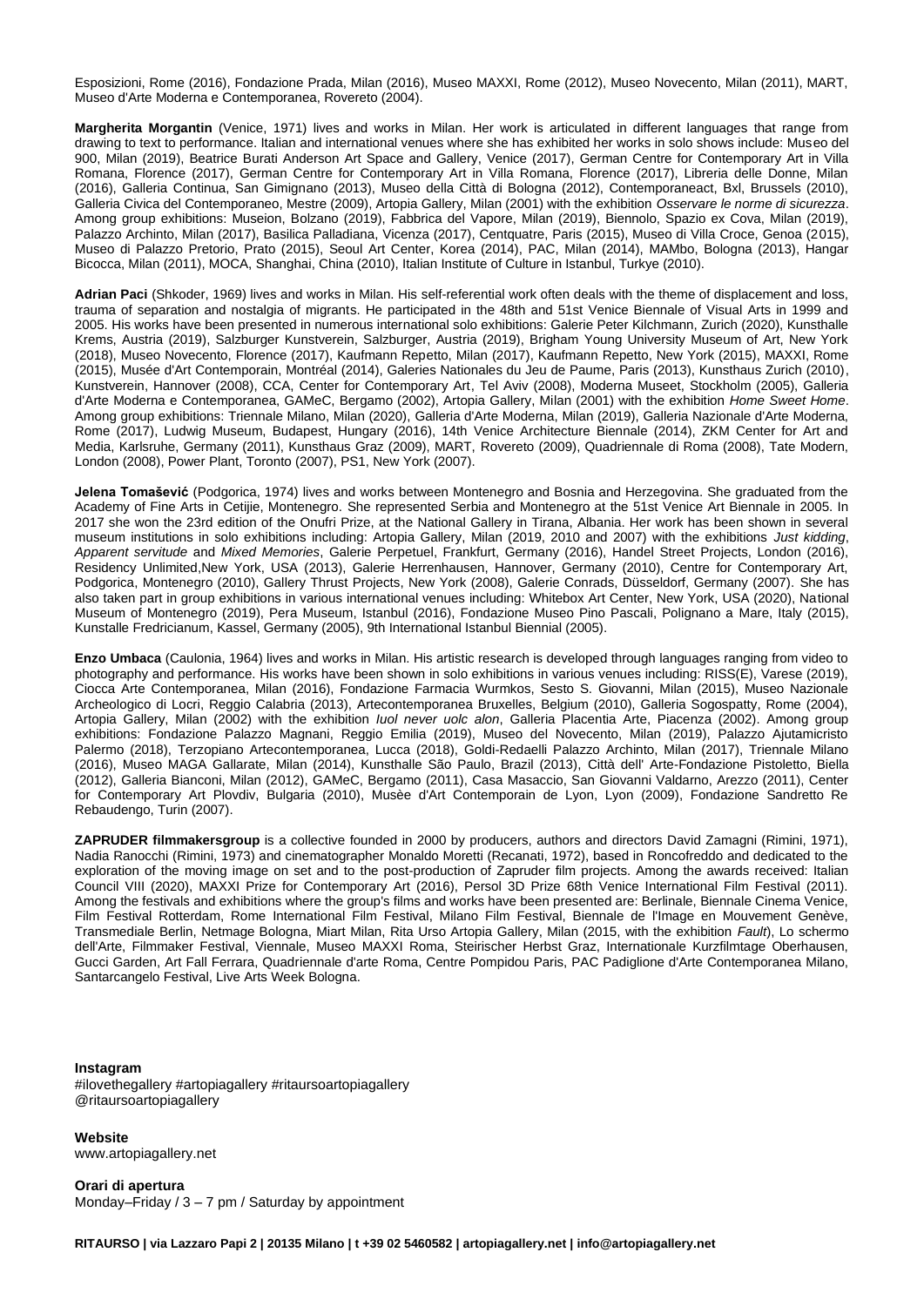Esposizioni, Rome (2016), Fondazione Prada, Milan (2016), Museo MAXXI, Rome (2012), Museo Novecento, Milan (2011), MART, Museo d'Arte Moderna e Contemporanea, Rovereto (2004).

**Margherita Morgantin** (Venice, 1971) lives and works in Milan. Her work is articulated in different languages that range from drawing to text to performance. Italian and international venues where she has exhibited her works in solo shows include: Museo del 900, Milan (2019), Beatrice Burati Anderson Art Space and Gallery, Venice (2017), German Centre for Contemporary Art in Villa Romana, Florence (2017), German Centre for Contemporary Art in Villa Romana, Florence (2017), Libreria delle Donne, Milan (2016), Galleria Continua, San Gimignano (2013), Museo della Città di Bologna (2012), Contemporaneact, Bxl, Brussels (2010), Galleria Civica del Contemporaneo, Mestre (2009), Artopia Gallery, Milan (2001) with the exhibition *Osservare le norme di sicurezza*. Among group exhibitions: Museion, Bolzano (2019), Fabbrica del Vapore, Milan (2019), Biennolo, Spazio ex Cova, Milan (2019), Palazzo Archinto, Milan (2017), Basilica Palladiana, Vicenza (2017), Centquatre, Paris (2015), Museo di Villa Croce, Genoa (2015), Museo di Palazzo Pretorio, Prato (2015), Seoul Art Center, Korea (2014), PAC, Milan (2014), MAMbo, Bologna (2013), Hangar Bicocca, Milan (2011), MOCA, Shanghai, China (2010), Italian Institute of Culture in Istanbul, Turkye (2010).

**Adrian Paci** (Shkoder, 1969) lives and works in Milan. His self-referential work often deals with the theme of displacement and loss, trauma of separation and nostalgia of migrants. He participated in the 48th and 51st Venice Biennale of Visual Arts in 1999 and 2005. His works have been presented in numerous international solo exhibitions: Galerie Peter Kilchmann, Zurich (2020), Kunsthalle Krems, Austria (2019), Salzburger Kunstverein, Salzburger, Austria (2019), Brigham Young University Museum of Art, New York (2018), Museo Novecento, Florence (2017), Kaufmann Repetto, Milan (2017), Kaufmann Repetto, New York (2015), MAXXI, Rome (2015), Musée d'Art Contemporain, Montréal (2014), Galeries Nationales du Jeu de Paume, Paris (2013), Kunsthaus Zurich (2010), Kunstverein, Hannover (2008), CCA, Center for Contemporary Art, Tel Aviv (2008), Moderna Museet, Stockholm (2005), Galleria d'Arte Moderna e Contemporanea, GAMeC, Bergamo (2002), Artopia Gallery, Milan (2001) with the exhibition *Home Sweet Home*. Among group exhibitions: Triennale Milano, Milan (2020), Galleria d'Arte Moderna, Milan (2019), Galleria Nazionale d'Arte Moderna, Rome (2017), Ludwig Museum, Budapest, Hungary (2016), 14th Venice Architecture Biennale (2014), ZKM Center for Art and Media, Karlsruhe, Germany (2011), Kunsthaus Graz (2009), MART, Rovereto (2009), Quadriennale di Roma (2008), Tate Modern, London (2008), Power Plant, Toronto (2007), PS1, New York (2007).

**Jelena Tomašević** (Podgorica, 1974) lives and works between Montenegro and Bosnia and Herzegovina. She graduated from the Academy of Fine Arts in Cetijie, Montenegro. She represented Serbia and Montenegro at the 51st Venice Art Biennale in 2005. In 2017 she won the 23rd edition of the Onufri Prize, at the National Gallery in Tirana, Albania. Her work has been shown in several museum institutions in solo exhibitions including: Artopia Gallery, Milan (2019, 2010 and 2007) with the exhibitions *Just kidding*, *Apparent servitude* and *Mixed Memories*, Galerie Perpetuel, Frankfurt, Germany (2016), Handel Street Projects, London (2016), Residency Unlimited,New York, USA (2013), Galerie Herrenhausen, Hannover, Germany (2010), Centre for Contemporary Art, Podgorica, Montenegro (2010), Gallery Thrust Projects, New York (2008), Galerie Conrads, Düsseldorf, Germany (2007). She has also taken part in group exhibitions in various international venues including: Whitebox Art Center, New York, USA (2020), National Museum of Montenegro (2019), Pera Museum, Istanbul (2016), Fondazione Museo Pino Pascali, Polignano a Mare, Italy (2015), Kunstalle Fredricianum, Kassel, Germany (2005), 9th International Istanbul Biennial (2005).

**Enzo Umbaca** (Caulonia, 1964) lives and works in Milan. His artistic research is developed through languages ranging from video to photography and performance. His works have been shown in solo exhibitions in various venues including: RISS(E), Varese (2019), Ciocca Arte Contemporanea, Milan (2016), Fondazione Farmacia Wurmkos, Sesto S. Giovanni, Milan (2015), Museo Nazionale Archeologico di Locri, Reggio Calabria (2013), Artecontemporanea Bruxelles, Belgium (2010), Galleria Sogospatty, Rome (2004), Artopia Gallery, Milan (2002) with the exhibition *Iuol never uolc alon*, Galleria Placentia Arte, Piacenza (2002). Among group exhibitions: Fondazione Palazzo Magnani, Reggio Emilia (2019), Museo del Novecento, Milan (2019), Palazzo Ajutamicristo Palermo (2018), Terzopiano Artecontemporanea, Lucca (2018), Goldi-Redaelli Palazzo Archinto, Milan (2017), Triennale Milano (2016), Museo MAGA Gallarate, Milan (2014), Kunsthalle São Paulo, Brazil (2013), Città dell' Arte-Fondazione Pistoletto, Biella (2012), Galleria Bianconi, Milan (2012), GAMeC, Bergamo (2011), Casa Masaccio, San Giovanni Valdarno, Arezzo (2011), Center for Contemporary Art Plovdiv, Bulgaria (2010), Musèe d'Art Contemporain de Lyon, Lyon (2009), Fondazione Sandretto Re Rebaudengo, Turin (2007).

**ZAPRUDER filmmakersgroup** is a collective founded in 2000 by producers, authors and directors David Zamagni (Rimini, 1971), Nadia Ranocchi (Rimini, 1973) and cinematographer Monaldo Moretti (Recanati, 1972), based in Roncofreddo and dedicated to the exploration of the moving image on set and to the post-production of Zapruder film projects. Among the awards received: Italian Council VIII (2020), MAXXI Prize for Contemporary Art (2016), Persol 3D Prize 68th Venice International Film Festival (2011). Among the festivals and exhibitions where the group's films and works have been presented are: Berlinale, Biennale Cinema Venice, Film Festival Rotterdam, Rome International Film Festival, Milano Film Festival, Biennale de l'Image en Mouvement Genève, Transmediale Berlin, Netmage Bologna, Miart Milan, Rita Urso Artopia Gallery, Milan (2015, with the exhibition *Fault*), Lo schermo dell'Arte, Filmmaker Festival, Viennale, Museo MAXXI Roma, Steirischer Herbst Graz, Internationale Kurzfilmtage Oberhausen, Gucci Garden, Art Fall Ferrara, Quadriennale d'arte Roma, Centre Pompidou Paris, PAC Padiglione d'Arte Contemporanea Milano, Santarcangelo Festival, Live Arts Week Bologna.

**Instagram**
#ilovethegallery #artopiagallery #ritaursoartopiagallery
@ritaursoartopiagallery

**Website**
www.artopiagallery.net

**Orari di apertura**
Monday–Friday / 3 – 7 pm / Saturday by appointment

**RITAURSO | via Lazzaro Papi 2 | 20135 Milano | t +39 02 5460582 | artopiagallery.net | info@artopiagallery.net**